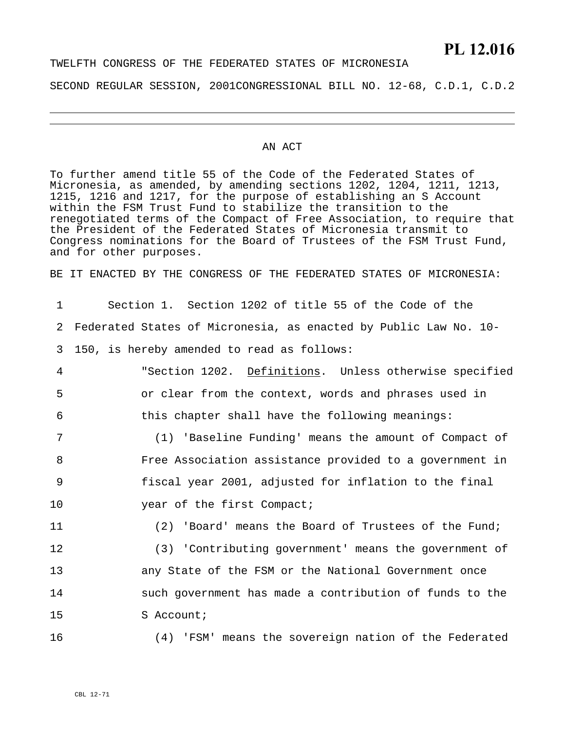# PL 12.016

TWELFTH CONGRESS OF THE FEDERATED STATES OF MICRONESIA

SECOND REGULAR SESSION, 2001 CONGRESSIONAL BILL NO. 12-68, C.D.1, C.D.2

---

AN ACT

To further amend title 55 of the Code of the Federated States of Micronesia, as amended, by amending sections 1202, 1204, 1211, 1213, 1215, 1216 and 1217, for the purpose of establishing an S Account within the FSM Trust Fund to stabilize the transition to the renegotiated terms of the Compact of Free Association, to require that the President of the Federated States of Micronesia transmit to Congress nominations for the Board of Trustees of the FSM Trust Fund, and for other purposes.

BE IT ENACTED BY THE CONGRESS OF THE FEDERATED STATES OF MICRONESIA:

1 Section 1. Section 1202 of title 55 of the Code of the
2 Federated States of Micronesia, as enacted by Public Law No. 10-
3 150, is hereby amended to read as follows:
4 "Section 1202. Definitions. Unless otherwise specified
5 or clear from the context, words and phrases used in
6 this chapter shall have the following meanings:
7 (1) 'Baseline Funding' means the amount of Compact of
8 Free Association assistance provided to a government in
9 fiscal year 2001, adjusted for inflation to the final
10 year of the first Compact;
11 (2) 'Board' means the Board of Trustees of the Fund;
12 (3) 'Contributing government' means the government of
13 any State of the FSM or the National Government once
14 such government has made a contribution of funds to the
15 S Account;
16 (4) 'FSM' means the sovereign nation of the Federated

CBL 12-71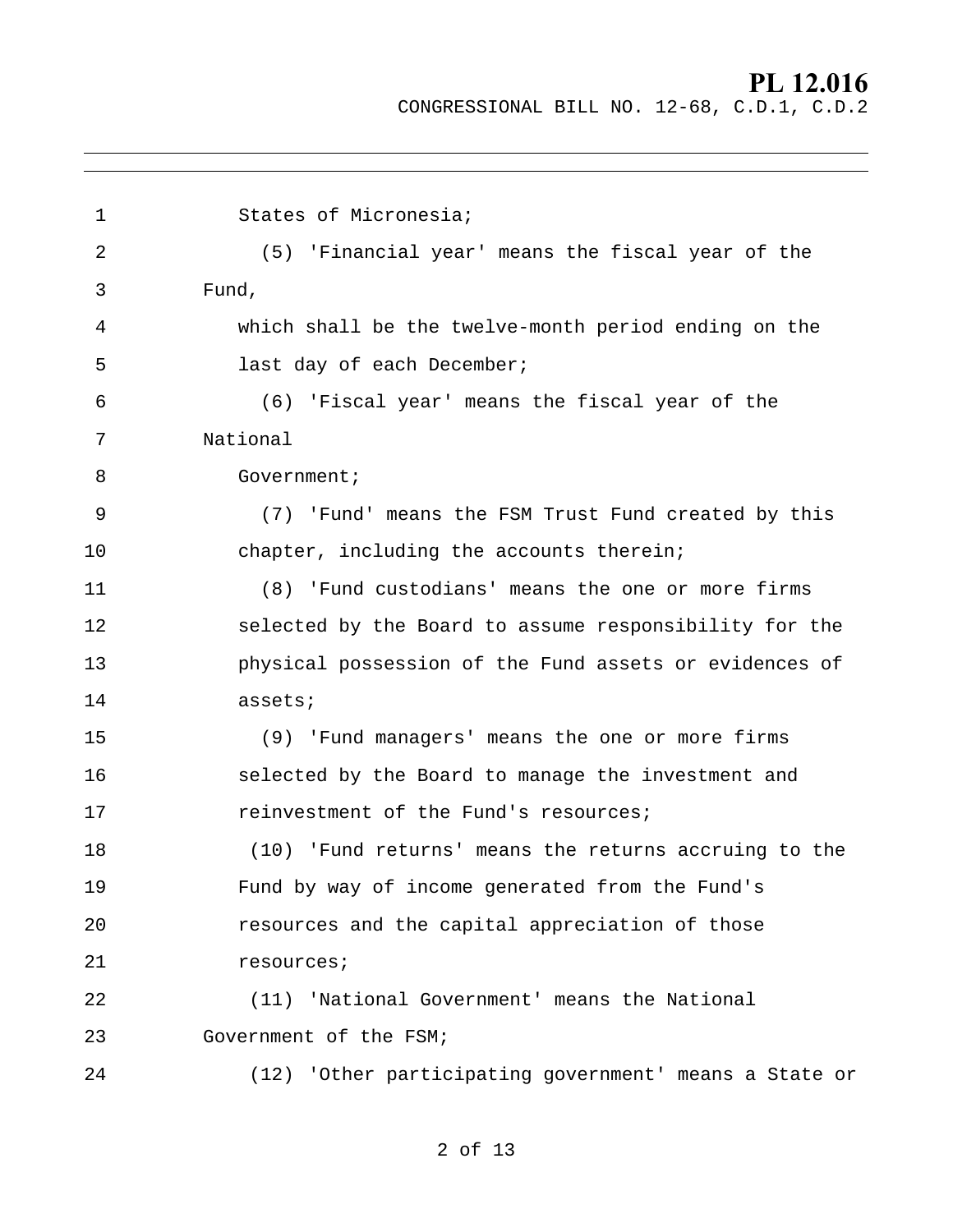States of Micronesia;

(5) 'Financial year' means the fiscal year of the Fund, which shall be the twelve-month period ending on the last day of each December;

(6) 'Fiscal year' means the fiscal year of the National Government;

(7) 'Fund' means the FSM Trust Fund created by this chapter, including the accounts therein;

(8) 'Fund custodians' means the one or more firms selected by the Board to assume responsibility for the physical possession of the Fund assets or evidences of assets;

(9) 'Fund managers' means the one or more firms selected by the Board to manage the investment and reinvestment of the Fund's resources;

(10) 'Fund returns' means the returns accruing to the Fund by way of income generated from the Fund's resources and the capital appreciation of those resources;

(11) 'National Government' means the National Government of the FSM;

(12) 'Other participating government' means a State or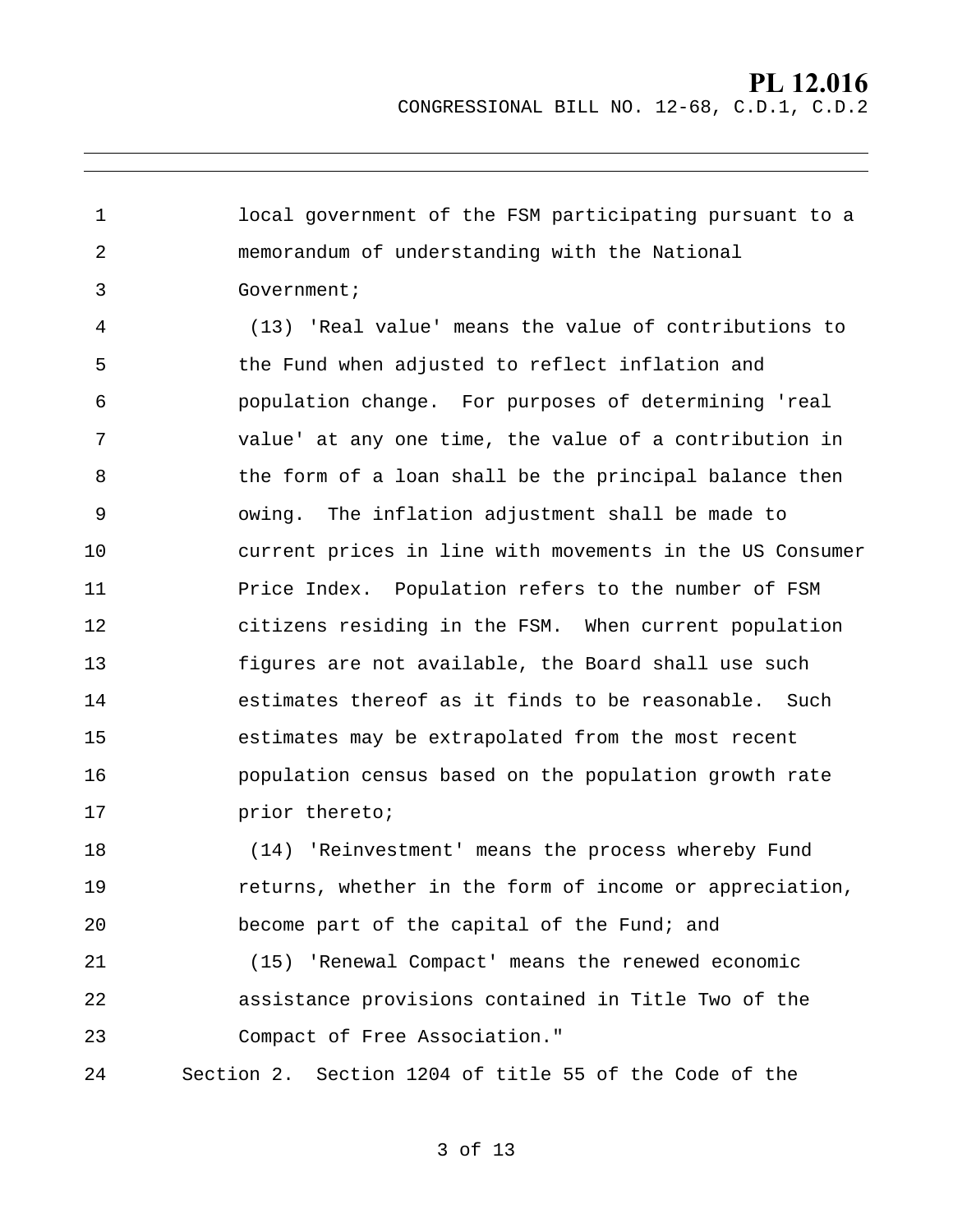local government of the FSM participating pursuant to a memorandum of understanding with the National Government;

(13) 'Real value' means the value of contributions to the Fund when adjusted to reflect inflation and population change. For purposes of determining 'real value' at any one time, the value of a contribution in the form of a loan shall be the principal balance then owing. The inflation adjustment shall be made to current prices in line with movements in the US Consumer Price Index. Population refers to the number of FSM citizens residing in the FSM. When current population figures are not available, the Board shall use such estimates thereof as it finds to be reasonable. Such estimates may be extrapolated from the most recent population census based on the population growth rate prior thereto;

(14) 'Reinvestment' means the process whereby Fund returns, whether in the form of income or appreciation, become part of the capital of the Fund; and

(15) 'Renewal Compact' means the renewed economic assistance provisions contained in Title Two of the Compact of Free Association."

Section 2. Section 1204 of title 55 of the Code of the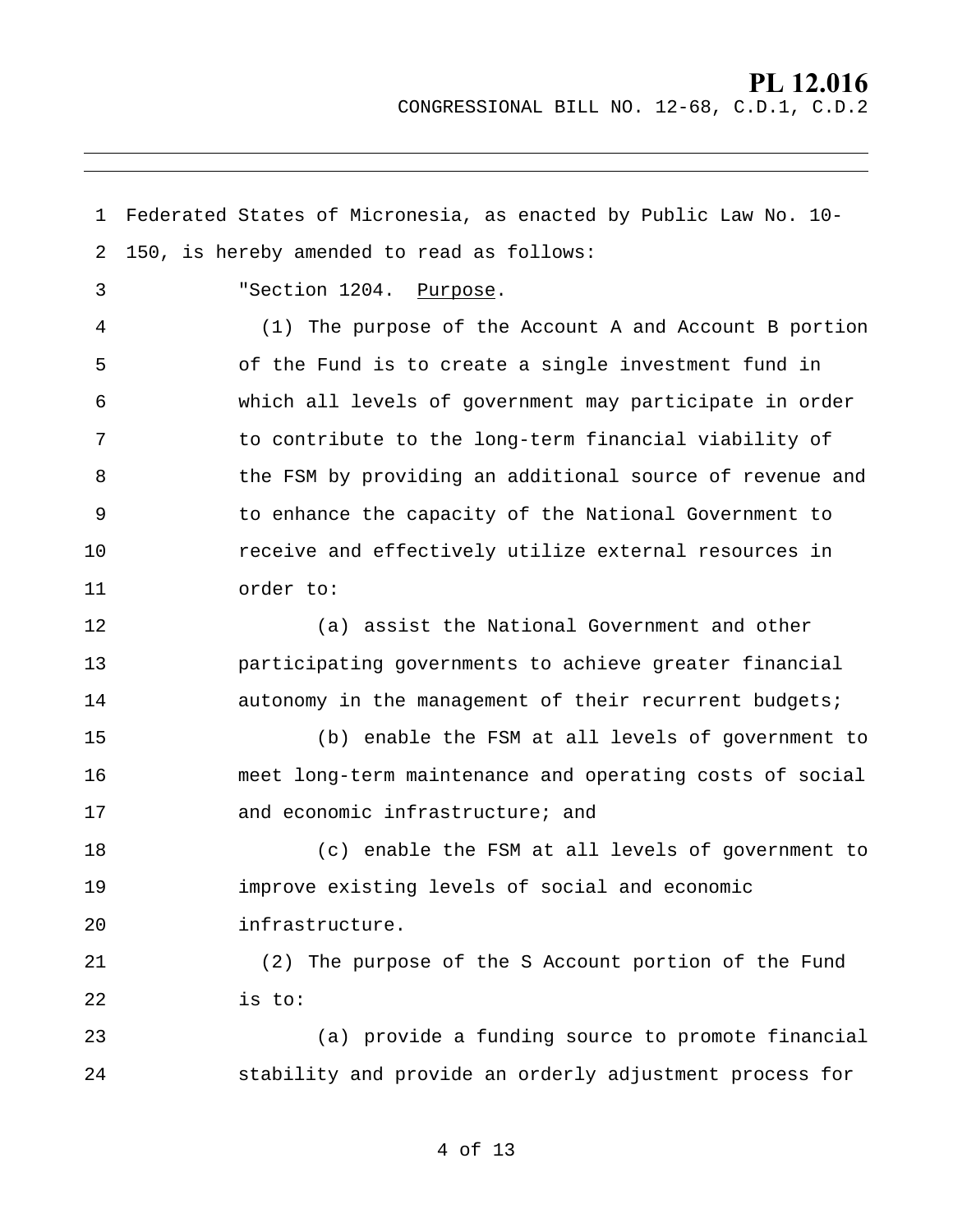Federated States of Micronesia, as enacted by Public Law No. 10-150, is hereby amended to read as follows:

"Section 1204. Purpose.

(1) The purpose of the Account A and Account B portion of the Fund is to create a single investment fund in which all levels of government may participate in order to contribute to the long-term financial viability of the FSM by providing an additional source of revenue and to enhance the capacity of the National Government to receive and effectively utilize external resources in order to:

(a) assist the National Government and other participating governments to achieve greater financial autonomy in the management of their recurrent budgets;

(b) enable the FSM at all levels of government to meet long-term maintenance and operating costs of social and economic infrastructure; and

(c) enable the FSM at all levels of government to improve existing levels of social and economic infrastructure.

(2) The purpose of the S Account portion of the Fund is to:

(a) provide a funding source to promote financial stability and provide an orderly adjustment process for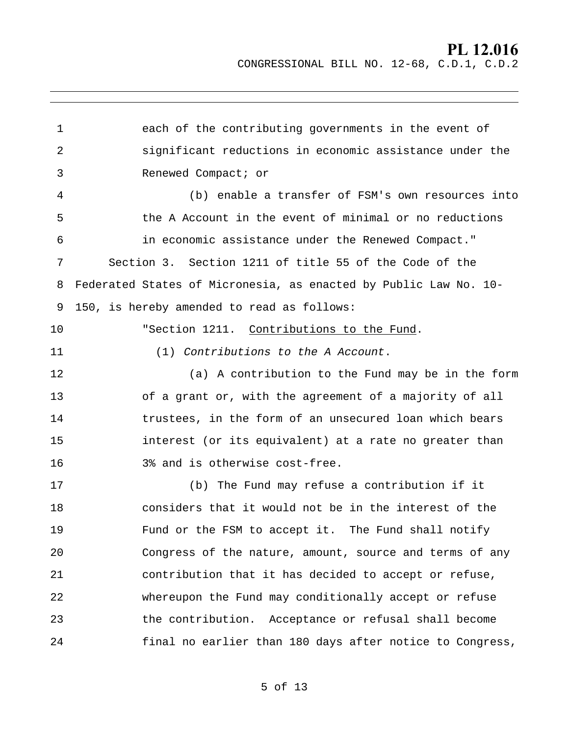each of the contributing governments in the event of significant reductions in economic assistance under the Renewed Compact; or

(b) enable a transfer of FSM's own resources into the A Account in the event of minimal or no reductions in economic assistance under the Renewed Compact."

Section 3. Section 1211 of title 55 of the Code of the Federated States of Micronesia, as enacted by Public Law No. 10-150, is hereby amended to read as follows:

"Section 1211. Contributions to the Fund.

(1) *Contributions to the A Account*.

(a) A contribution to the Fund may be in the form of a grant or, with the agreement of a majority of all trustees, in the form of an unsecured loan which bears interest (or its equivalent) at a rate no greater than 3% and is otherwise cost-free.

(b) The Fund may refuse a contribution if it considers that it would not be in the interest of the Fund or the FSM to accept it. The Fund shall notify Congress of the nature, amount, source and terms of any contribution that it has decided to accept or refuse, whereupon the Fund may conditionally accept or refuse the contribution. Acceptance or refusal shall become final no earlier than 180 days after notice to Congress,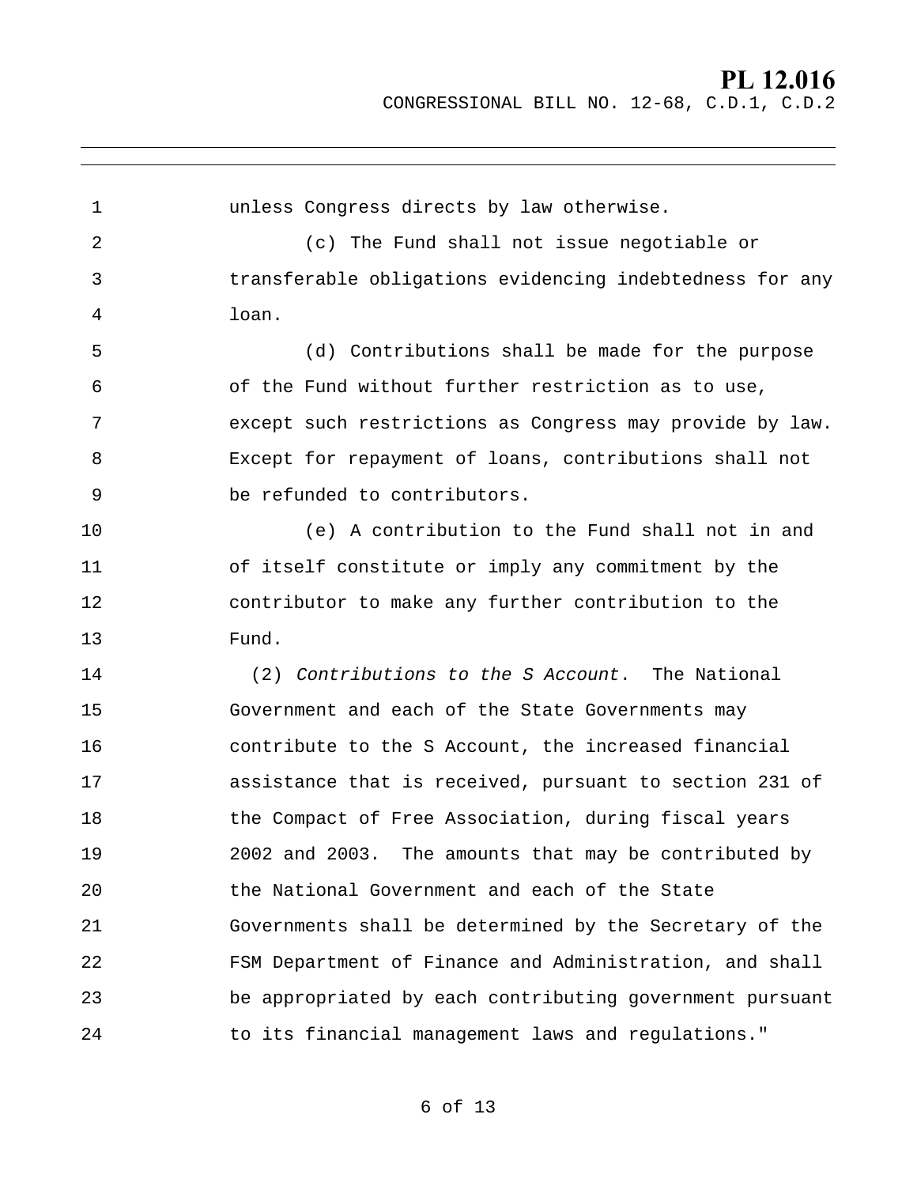unless Congress directs by law otherwise.

(c) The Fund shall not issue negotiable or transferable obligations evidencing indebtedness for any loan.

(d) Contributions shall be made for the purpose of the Fund without further restriction as to use, except such restrictions as Congress may provide by law. Except for repayment of loans, contributions shall not be refunded to contributors.

(e) A contribution to the Fund shall not in and of itself constitute or imply any commitment by the contributor to make any further contribution to the Fund.

(2) *Contributions to the S Account*. The National Government and each of the State Governments may contribute to the S Account, the increased financial assistance that is received, pursuant to section 231 of the Compact of Free Association, during fiscal years 2002 and 2003. The amounts that may be contributed by the National Government and each of the State Governments shall be determined by the Secretary of the FSM Department of Finance and Administration, and shall be appropriated by each contributing government pursuant to its financial management laws and regulations."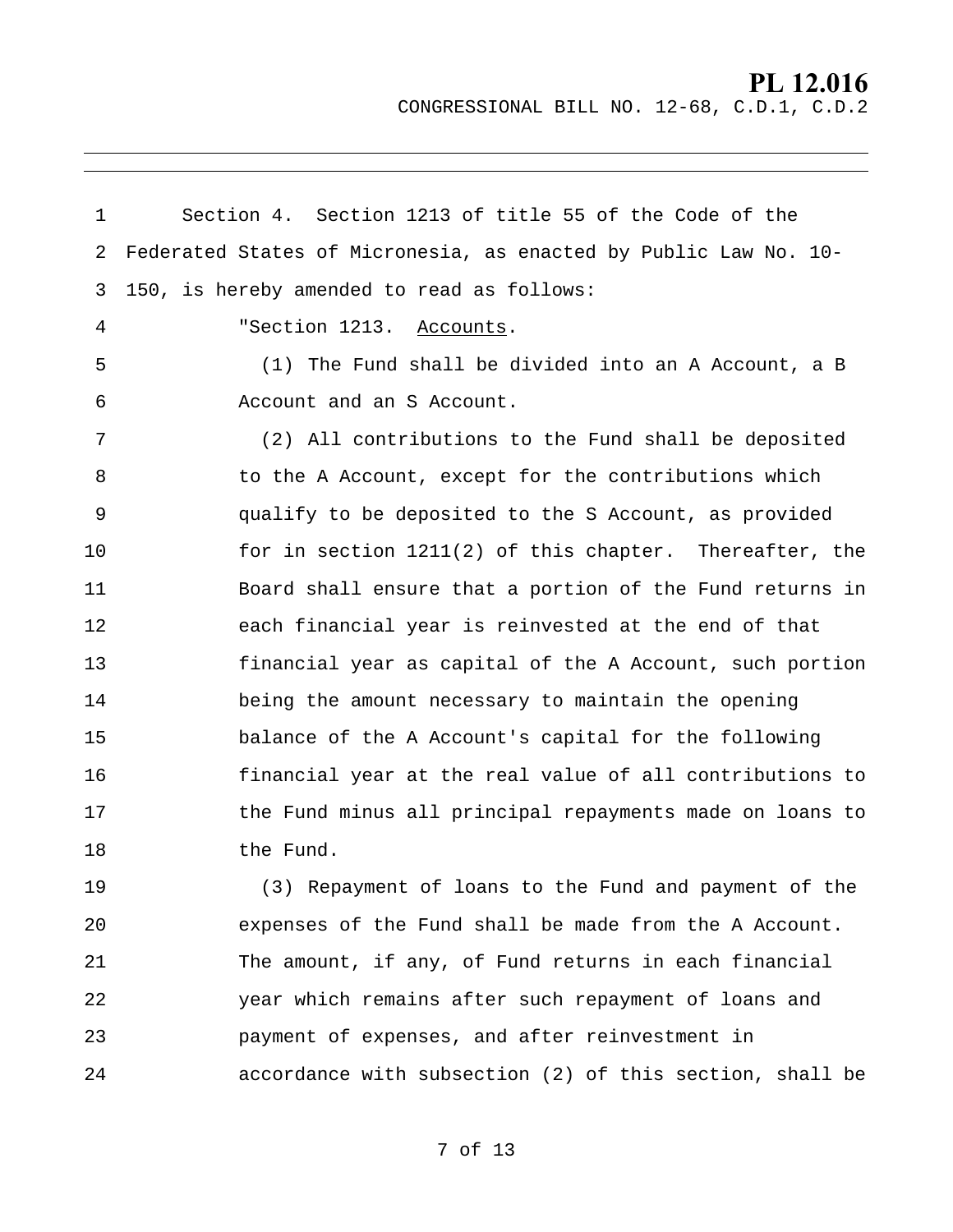Section 4. Section 1213 of title 55 of the Code of the Federated States of Micronesia, as enacted by Public Law No. 10-150, is hereby amended to read as follows:

"Section 1213. Accounts.

(1) The Fund shall be divided into an A Account, a B Account and an S Account.

(2) All contributions to the Fund shall be deposited to the A Account, except for the contributions which qualify to be deposited to the S Account, as provided for in section 1211(2) of this chapter. Thereafter, the Board shall ensure that a portion of the Fund returns in each financial year is reinvested at the end of that financial year as capital of the A Account, such portion being the amount necessary to maintain the opening balance of the A Account's capital for the following financial year at the real value of all contributions to the Fund minus all principal repayments made on loans to the Fund.

(3) Repayment of loans to the Fund and payment of the expenses of the Fund shall be made from the A Account. The amount, if any, of Fund returns in each financial year which remains after such repayment of loans and payment of expenses, and after reinvestment in accordance with subsection (2) of this section, shall be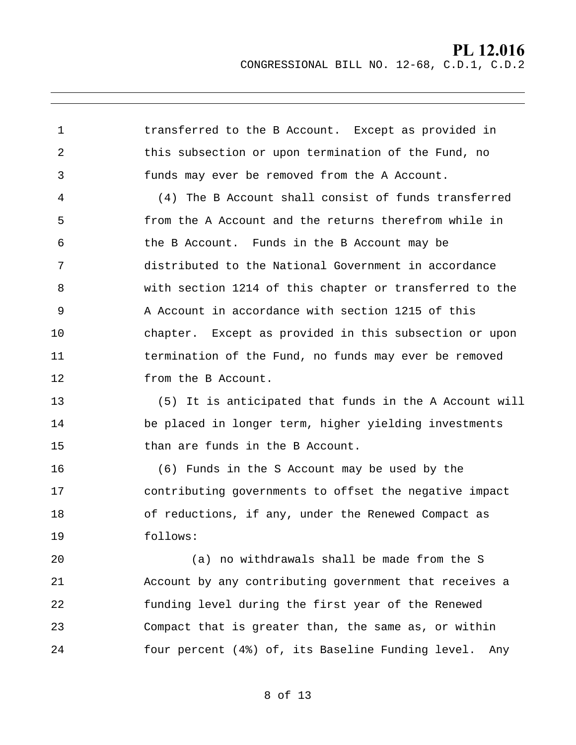transferred to the B Account. Except as provided in this subsection or upon termination of the Fund, no funds may ever be removed from the A Account.

(4) The B Account shall consist of funds transferred from the A Account and the returns therefrom while in the B Account. Funds in the B Account may be distributed to the National Government in accordance with section 1214 of this chapter or transferred to the A Account in accordance with section 1215 of this chapter. Except as provided in this subsection or upon termination of the Fund, no funds may ever be removed from the B Account.

(5) It is anticipated that funds in the A Account will be placed in longer term, higher yielding investments than are funds in the B Account.

(6) Funds in the S Account may be used by the contributing governments to offset the negative impact of reductions, if any, under the Renewed Compact as follows:

(a) no withdrawals shall be made from the S Account by any contributing government that receives a funding level during the first year of the Renewed Compact that is greater than, the same as, or within four percent (4%) of, its Baseline Funding level. Any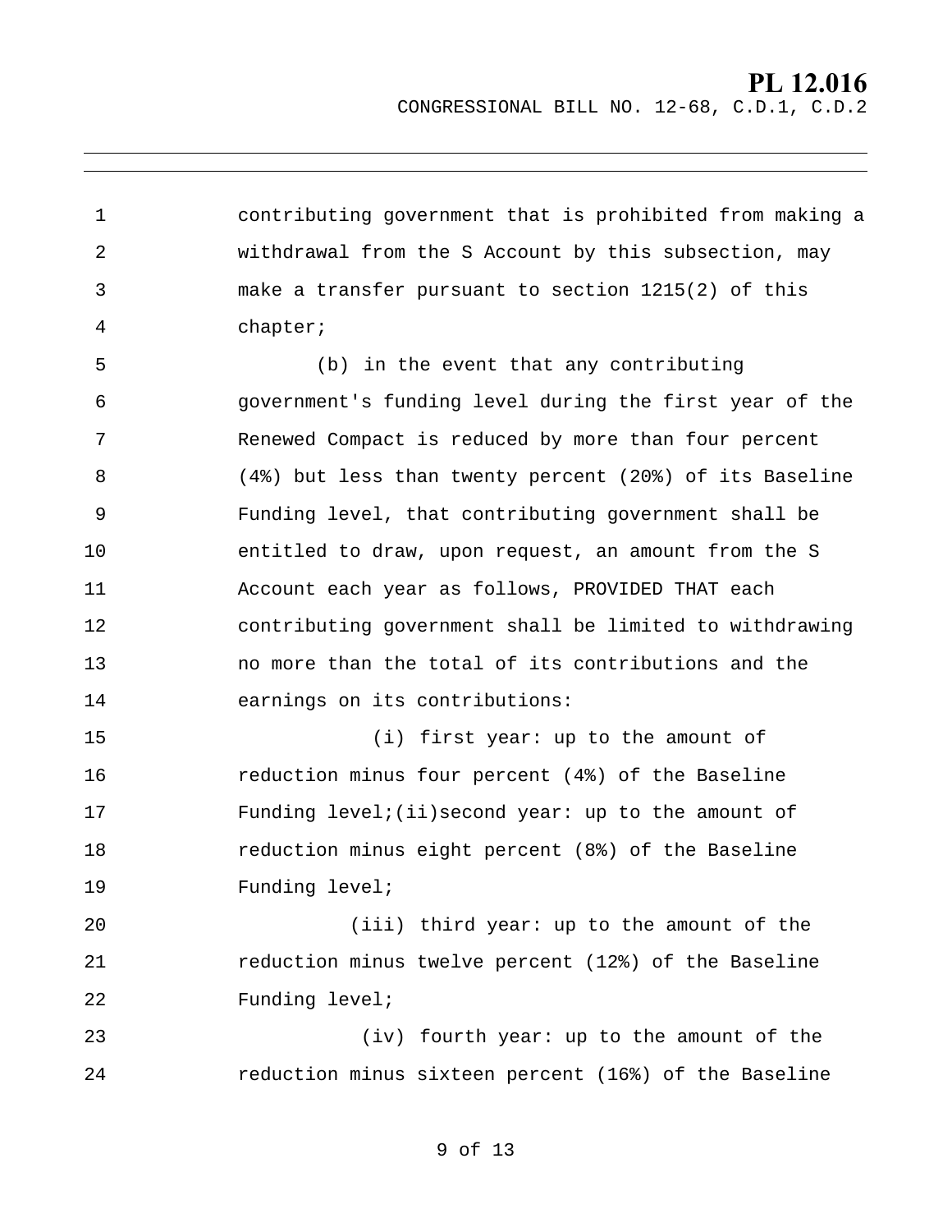contributing government that is prohibited from making a withdrawal from the S Account by this subsection, may make a transfer pursuant to section 1215(2) of this chapter;

(b) in the event that any contributing government's funding level during the first year of the Renewed Compact is reduced by more than four percent (4%) but less than twenty percent (20%) of its Baseline Funding level, that contributing government shall be entitled to draw, upon request, an amount from the S Account each year as follows, PROVIDED THAT each contributing government shall be limited to withdrawing no more than the total of its contributions and the earnings on its contributions:

(i) first year: up to the amount of reduction minus four percent (4%) of the Baseline Funding level;(ii)second year: up to the amount of reduction minus eight percent (8%) of the Baseline Funding level;

(iii) third year: up to the amount of the reduction minus twelve percent (12%) of the Baseline Funding level;

(iv) fourth year: up to the amount of the reduction minus sixteen percent (16%) of the Baseline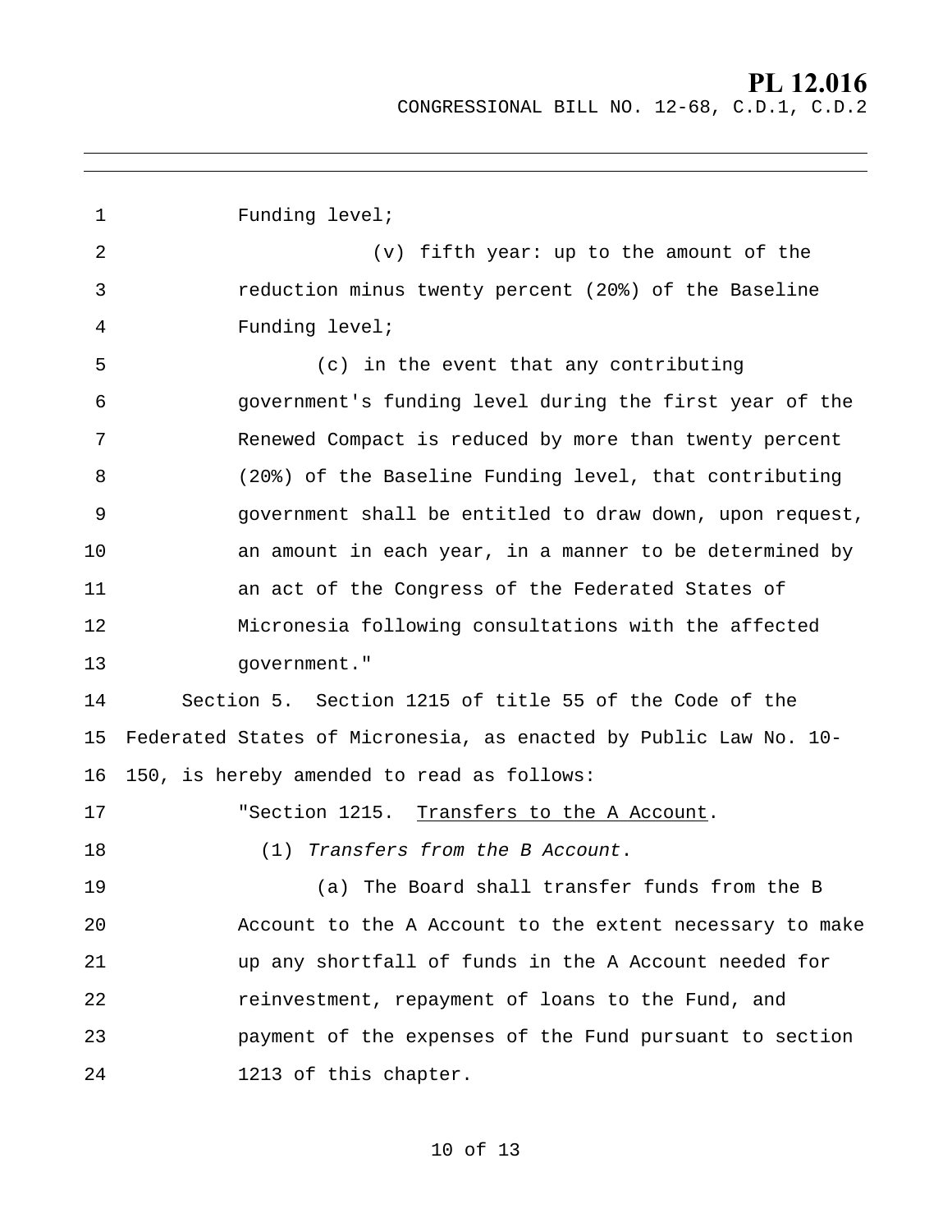Funding level;

(v) fifth year: up to the amount of the reduction minus twenty percent (20%) of the Baseline Funding level;

(c) in the event that any contributing government's funding level during the first year of the Renewed Compact is reduced by more than twenty percent (20%) of the Baseline Funding level, that contributing government shall be entitled to draw down, upon request, an amount in each year, in a manner to be determined by an act of the Congress of the Federated States of Micronesia following consultations with the affected government."

Section 5. Section 1215 of title 55 of the Code of the Federated States of Micronesia, as enacted by Public Law No. 10-150, is hereby amended to read as follows:

"Section 1215. Transfers to the A Account.

(1) *Transfers from the B Account*.

(a) The Board shall transfer funds from the B Account to the A Account to the extent necessary to make up any shortfall of funds in the A Account needed for reinvestment, repayment of loans to the Fund, and payment of the expenses of the Fund pursuant to section 1213 of this chapter.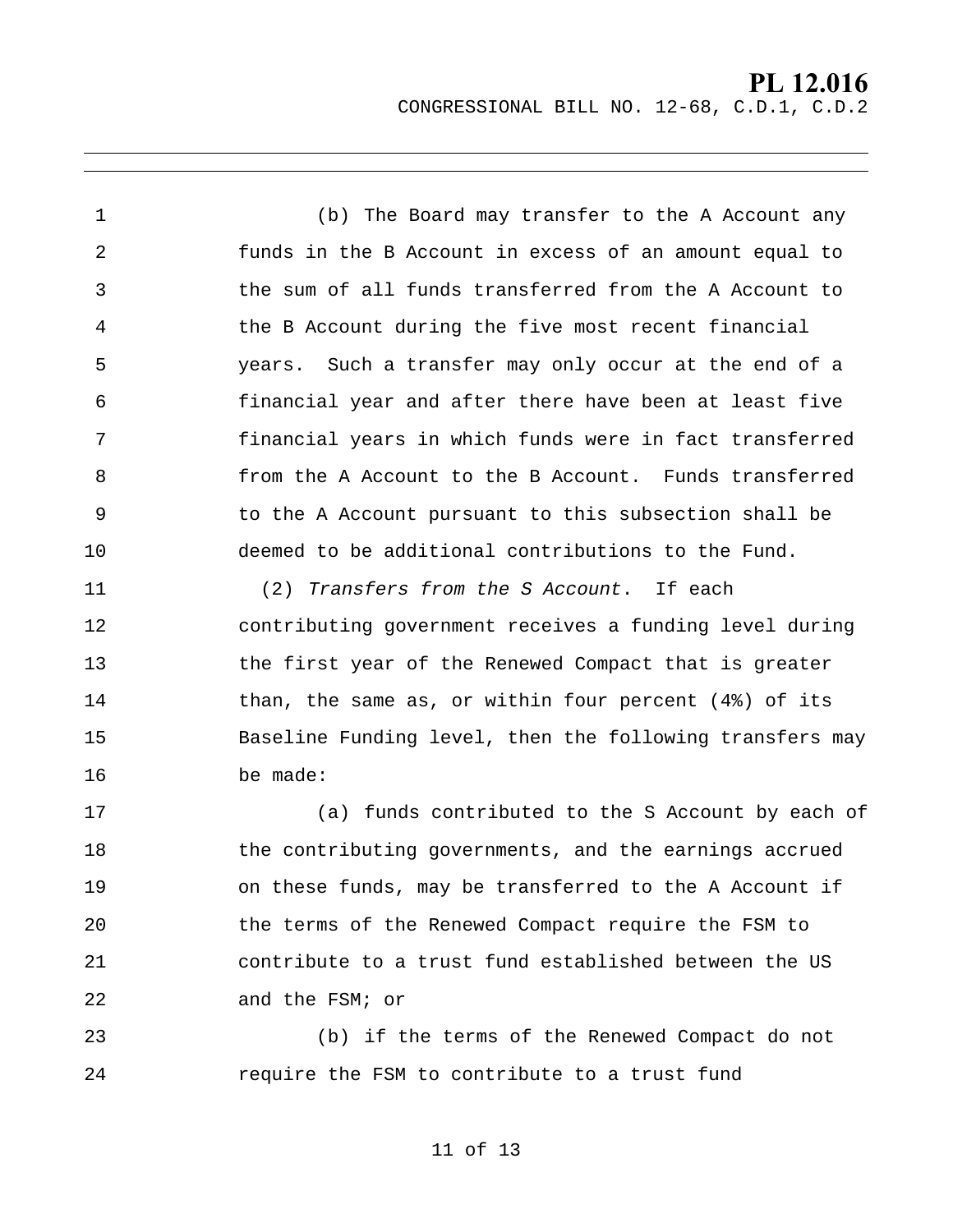(b) The Board may transfer to the A Account any funds in the B Account in excess of an amount equal to the sum of all funds transferred from the A Account to the B Account during the five most recent financial years. Such a transfer may only occur at the end of a financial year and after there have been at least five financial years in which funds were in fact transferred from the A Account to the B Account. Funds transferred to the A Account pursuant to this subsection shall be deemed to be additional contributions to the Fund.

(2) *Transfers from the S Account*. If each contributing government receives a funding level during the first year of the Renewed Compact that is greater than, the same as, or within four percent (4%) of its Baseline Funding level, then the following transfers may be made:

(a) funds contributed to the S Account by each of the contributing governments, and the earnings accrued on these funds, may be transferred to the A Account if the terms of the Renewed Compact require the FSM to contribute to a trust fund established between the US and the FSM; or

(b) if the terms of the Renewed Compact do not require the FSM to contribute to a trust fund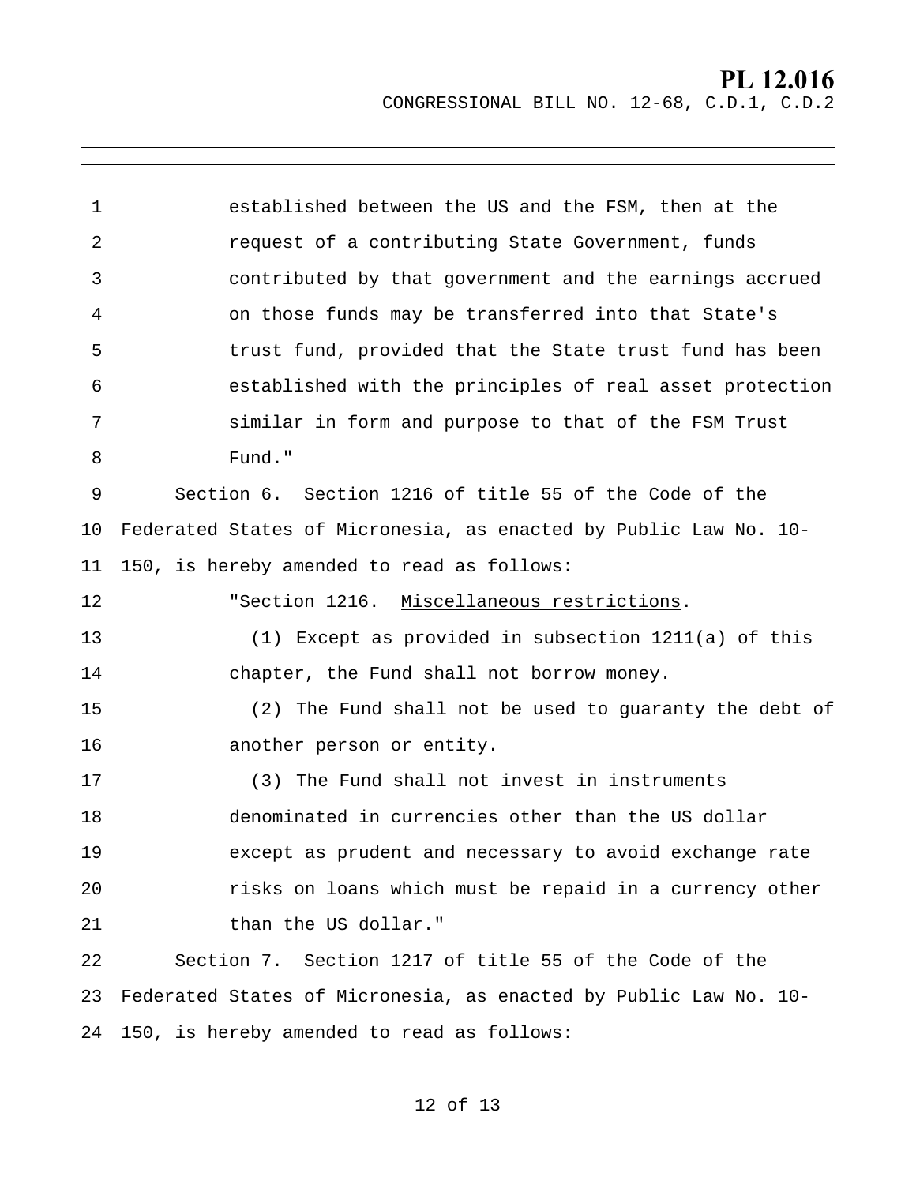established between the US and the FSM, then at the request of a contributing State Government, funds contributed by that government and the earnings accrued on those funds may be transferred into that State's trust fund, provided that the State trust fund has been established with the principles of real asset protection similar in form and purpose to that of the FSM Trust Fund."

Section 6. Section 1216 of title 55 of the Code of the Federated States of Micronesia, as enacted by Public Law No. 10-150, is hereby amended to read as follows:

"Section 1216. Miscellaneous restrictions.

(1) Except as provided in subsection 1211(a) of this chapter, the Fund shall not borrow money.

(2) The Fund shall not be used to guaranty the debt of another person or entity.

(3) The Fund shall not invest in instruments denominated in currencies other than the US dollar except as prudent and necessary to avoid exchange rate risks on loans which must be repaid in a currency other than the US dollar."

Section 7. Section 1217 of title 55 of the Code of the Federated States of Micronesia, as enacted by Public Law No. 10-150, is hereby amended to read as follows: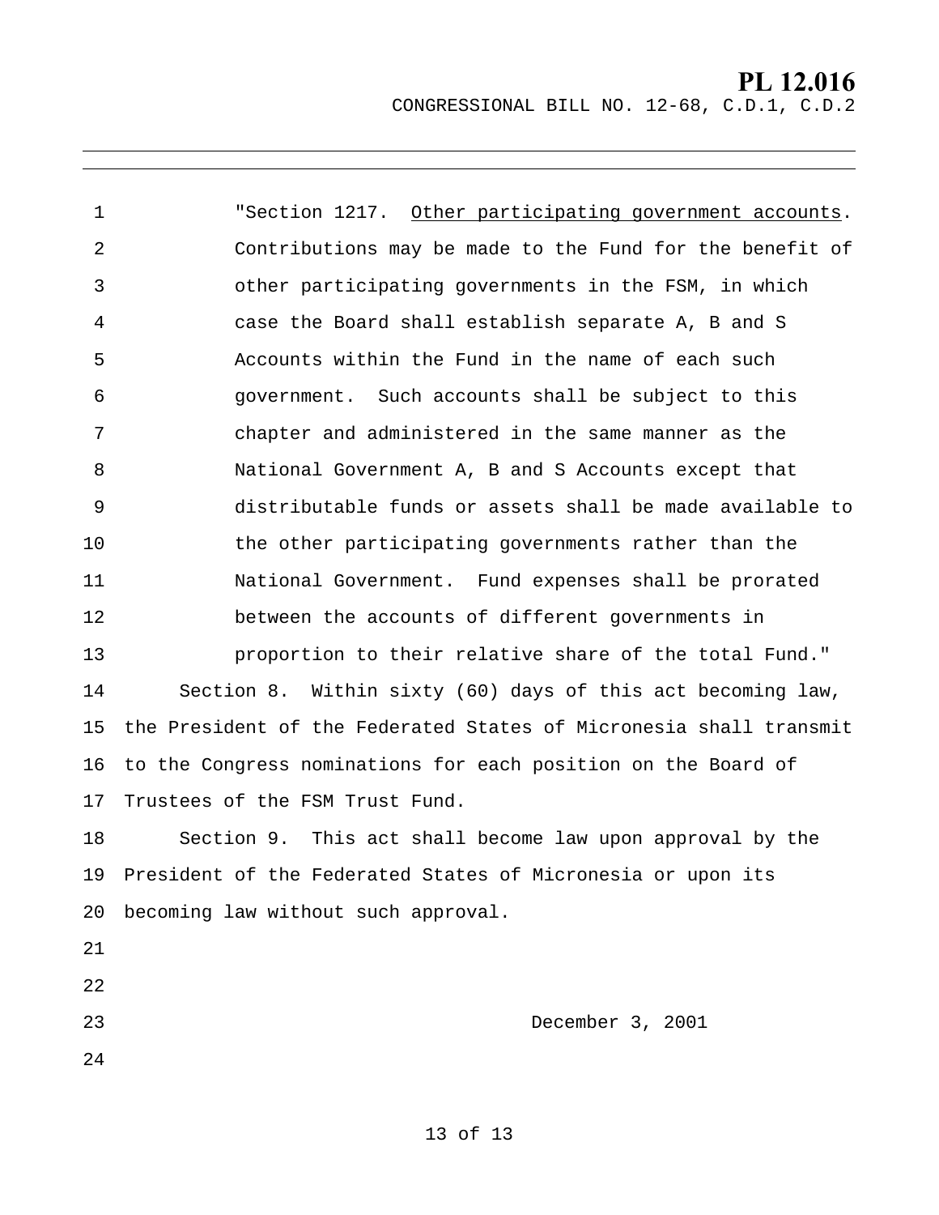"Section 1217. Other participating government accounts. Contributions may be made to the Fund for the benefit of other participating governments in the FSM, in which case the Board shall establish separate A, B and S Accounts within the Fund in the name of each such government. Such accounts shall be subject to this chapter and administered in the same manner as the National Government A, B and S Accounts except that distributable funds or assets shall be made available to the other participating governments rather than the National Government. Fund expenses shall be prorated between the accounts of different governments in proportion to their relative share of the total Fund."

Section 8. Within sixty (60) days of this act becoming law, the President of the Federated States of Micronesia shall transmit to the Congress nominations for each position on the Board of Trustees of the FSM Trust Fund.

Section 9. This act shall become law upon approval by the President of the Federated States of Micronesia or upon its becoming law without such approval.

December 3, 2001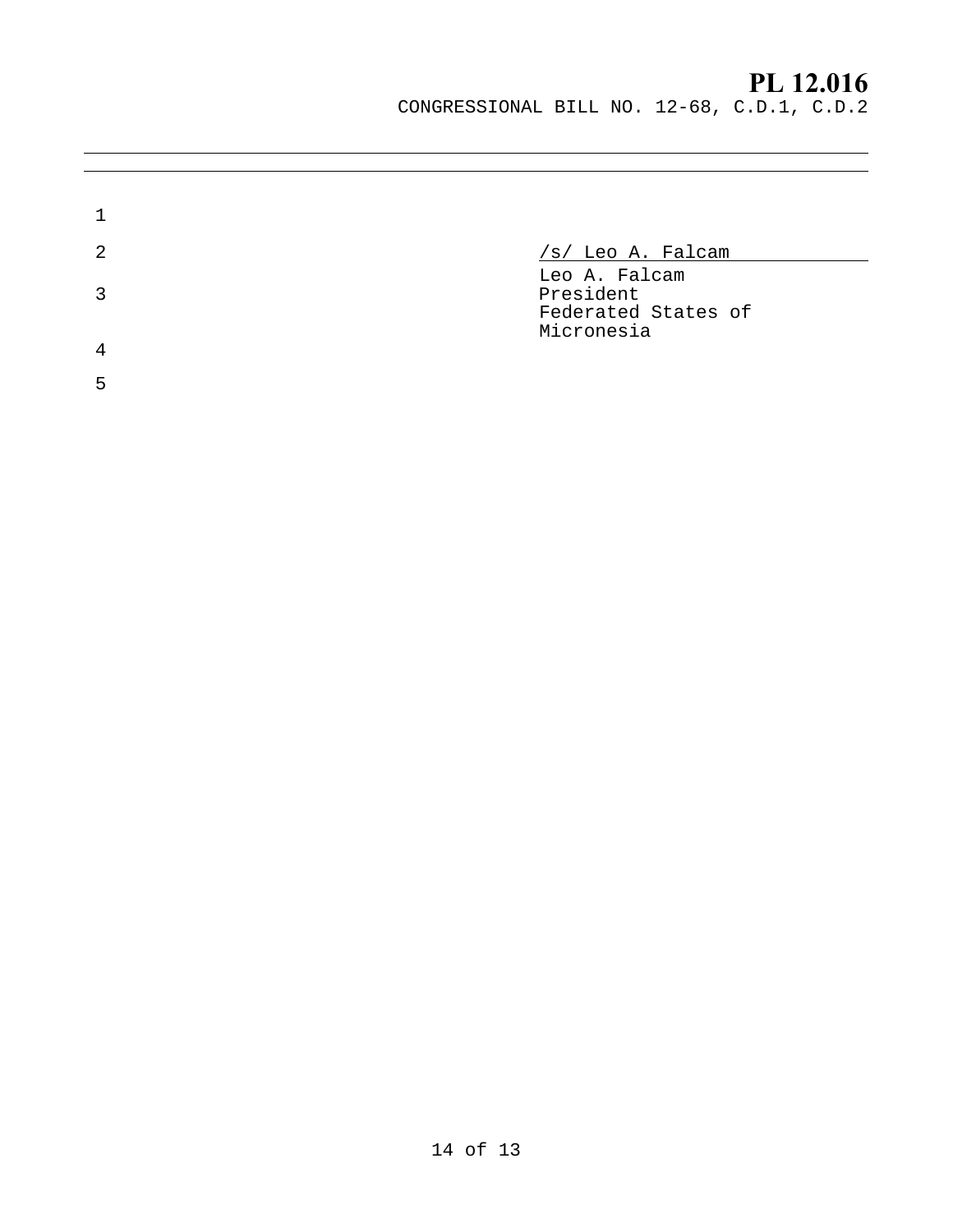/s/ Leo A. Falcam

Leo A. Falcam
President
Federated States of
Micronesia